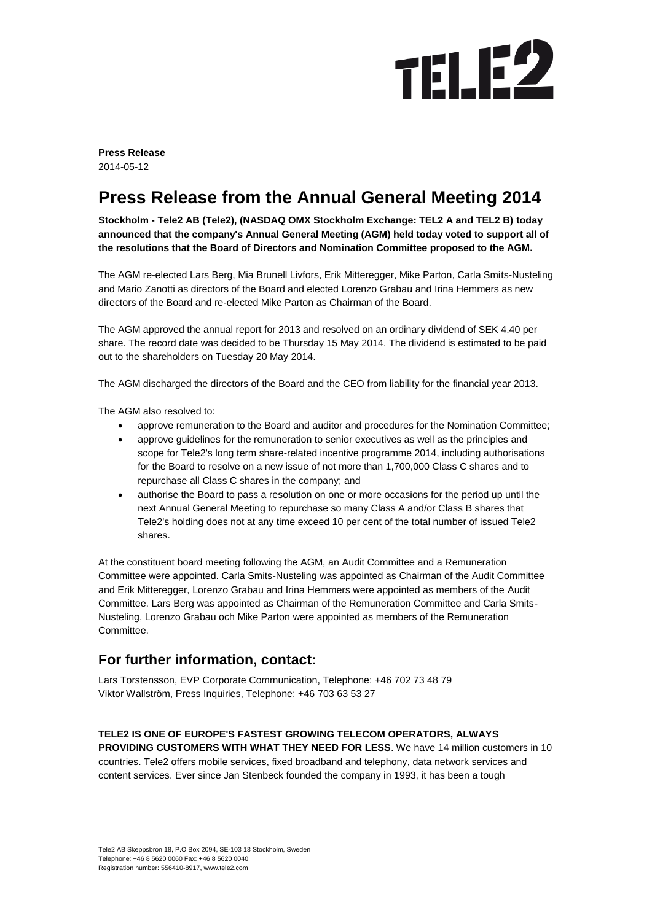TELE2

**Press Release**
2014-05-12

# Press Release from the Annual General Meeting 2014

**Stockholm - Tele2 AB (Tele2), (NASDAQ OMX Stockholm Exchange: TEL2 A and TEL2 B) today announced that the company's Annual General Meeting (AGM) held today voted to support all of the resolutions that the Board of Directors and Nomination Committee proposed to the AGM.**

The AGM re-elected Lars Berg, Mia Brunell Livfors, Erik Mitteregger, Mike Parton, Carla Smits-Nusteling and Mario Zanotti as directors of the Board and elected Lorenzo Grabau and Irina Hemmers as new directors of the Board and re-elected Mike Parton as Chairman of the Board.

The AGM approved the annual report for 2013 and resolved on an ordinary dividend of SEK 4.40 per share. The record date was decided to be Thursday 15 May 2014. The dividend is estimated to be paid out to the shareholders on Tuesday 20 May 2014.

The AGM discharged the directors of the Board and the CEO from liability for the financial year 2013.

The AGM also resolved to:

- approve remuneration to the Board and auditor and procedures for the Nomination Committee;
- approve guidelines for the remuneration to senior executives as well as the principles and scope for Tele2's long term share-related incentive programme 2014, including authorisations for the Board to resolve on a new issue of not more than 1,700,000 Class C shares and to repurchase all Class C shares in the company; and
- authorise the Board to pass a resolution on one or more occasions for the period up until the next Annual General Meeting to repurchase so many Class A and/or Class B shares that Tele2's holding does not at any time exceed 10 per cent of the total number of issued Tele2 shares.

At the constituent board meeting following the AGM, an Audit Committee and a Remuneration Committee were appointed. Carla Smits-Nusteling was appointed as Chairman of the Audit Committee and Erik Mitteregger, Lorenzo Grabau and Irina Hemmers were appointed as members of the Audit Committee. Lars Berg was appointed as Chairman of the Remuneration Committee and Carla Smits-Nusteling, Lorenzo Grabau och Mike Parton were appointed as members of the Remuneration Committee.

## For further information, contact:

Lars Torstensson, EVP Corporate Communication, Telephone: +46 702 73 48 79
Viktor Wallström, Press Inquiries, Telephone: +46 703 63 53 27

**TELE2 IS ONE OF EUROPE'S FASTEST GROWING TELECOM OPERATORS, ALWAYS PROVIDING CUSTOMERS WITH WHAT THEY NEED FOR LESS**. We have 14 million customers in 10 countries. Tele2 offers mobile services, fixed broadband and telephony, data network services and content services. Ever since Jan Stenbeck founded the company in 1993, it has been a tough

Tele2 AB Skeppsbron 18, P.O Box 2094, SE-103 13 Stockholm, Sweden
Telephone: +46 8 5620 0060 Fax: +46 8 5620 0040
Registration number: 556410-8917, www.tele2.com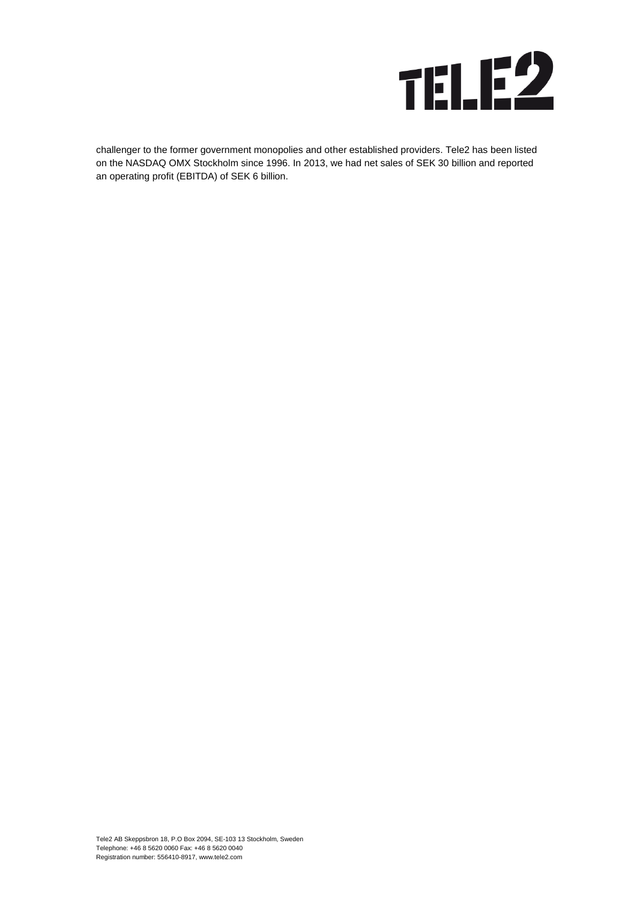challenger to the former government monopolies and other established providers. Tele2 has been listed on the NASDAQ OMX Stockholm since 1996. In 2013, we had net sales of SEK 30 billion and reported an operating profit (EBITDA) of SEK 6 billion.

Tele2 AB Skeppsbron 18, P.O Box 2094, SE-103 13 Stockholm, Sweden
Telephone: +46 8 5620 0060 Fax: +46 8 5620 0040
Registration number: 556410-8917, www.tele2.com